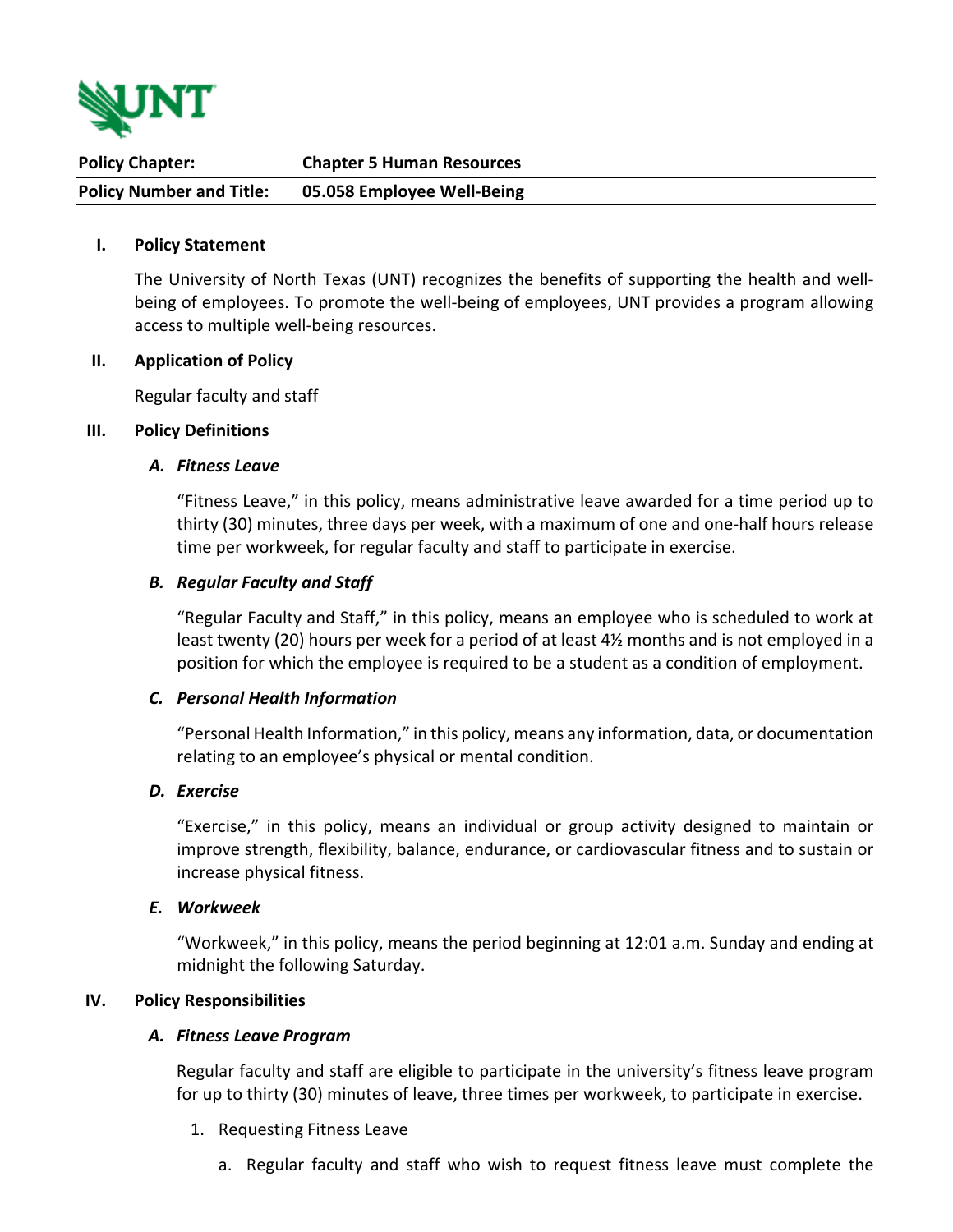| Policy Chapter: | Chapter 5 Human Resources |
|---|---|
| Policy Number and Title: | 05.058 Employee Well-Being |

## I. Policy Statement

The University of North Texas (UNT) recognizes the benefits of supporting the health and well-being of employees. To promote the well-being of employees, UNT provides a program allowing access to multiple well-being resources.

## II. Application of Policy

Regular faculty and staff

## III. Policy Definitions

### *A. Fitness Leave*

"Fitness Leave," in this policy, means administrative leave awarded for a time period up to thirty (30) minutes, three days per week, with a maximum of one and one-half hours release time per workweek, for regular faculty and staff to participate in exercise.

### *B. Regular Faculty and Staff*

"Regular Faculty and Staff," in this policy, means an employee who is scheduled to work at least twenty (20) hours per week for a period of at least 4½ months and is not employed in a position for which the employee is required to be a student as a condition of employment.

### *C. Personal Health Information*

"Personal Health Information," in this policy, means any information, data, or documentation relating to an employee's physical or mental condition.

### *D. Exercise*

"Exercise," in this policy, means an individual or group activity designed to maintain or improve strength, flexibility, balance, endurance, or cardiovascular fitness and to sustain or increase physical fitness.

### *E. Workweek*

"Workweek," in this policy, means the period beginning at 12:01 a.m. Sunday and ending at midnight the following Saturday.

## IV. Policy Responsibilities

### *A. Fitness Leave Program*

Regular faculty and staff are eligible to participate in the university's fitness leave program for up to thirty (30) minutes of leave, three times per workweek, to participate in exercise.

1. Requesting Fitness Leave

   a. Regular faculty and staff who wish to request fitness leave must complete the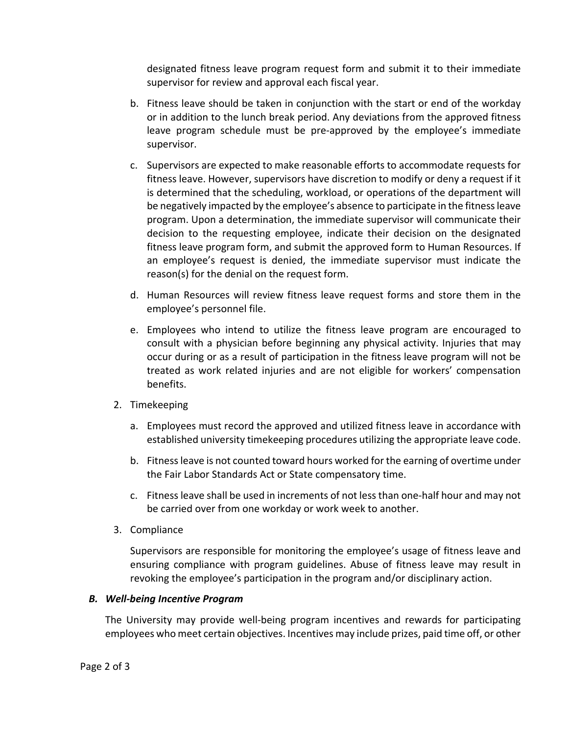designated fitness leave program request form and submit it to their immediate supervisor for review and approval each fiscal year.

b. Fitness leave should be taken in conjunction with the start or end of the workday or in addition to the lunch break period. Any deviations from the approved fitness leave program schedule must be pre-approved by the employee's immediate supervisor.

c. Supervisors are expected to make reasonable efforts to accommodate requests for fitness leave. However, supervisors have discretion to modify or deny a request if it is determined that the scheduling, workload, or operations of the department will be negatively impacted by the employee's absence to participate in the fitness leave program. Upon a determination, the immediate supervisor will communicate their decision to the requesting employee, indicate their decision on the designated fitness leave program form, and submit the approved form to Human Resources. If an employee's request is denied, the immediate supervisor must indicate the reason(s) for the denial on the request form.

d. Human Resources will review fitness leave request forms and store them in the employee's personnel file.

e. Employees who intend to utilize the fitness leave program are encouraged to consult with a physician before beginning any physical activity. Injuries that may occur during or as a result of participation in the fitness leave program will not be treated as work related injuries and are not eligible for workers' compensation benefits.

2. Timekeeping

   a. Employees must record the approved and utilized fitness leave in accordance with established university timekeeping procedures utilizing the appropriate leave code.

   b. Fitness leave is not counted toward hours worked for the earning of overtime under the Fair Labor Standards Act or State compensatory time.

   c. Fitness leave shall be used in increments of not less than one-half hour and may not be carried over from one workday or work week to another.

3. Compliance

   Supervisors are responsible for monitoring the employee's usage of fitness leave and ensuring compliance with program guidelines. Abuse of fitness leave may result in revoking the employee's participation in the program and/or disciplinary action.

### *B. Well-being Incentive Program*

The University may provide well-being program incentives and rewards for participating employees who meet certain objectives. Incentives may include prizes, paid time off, or other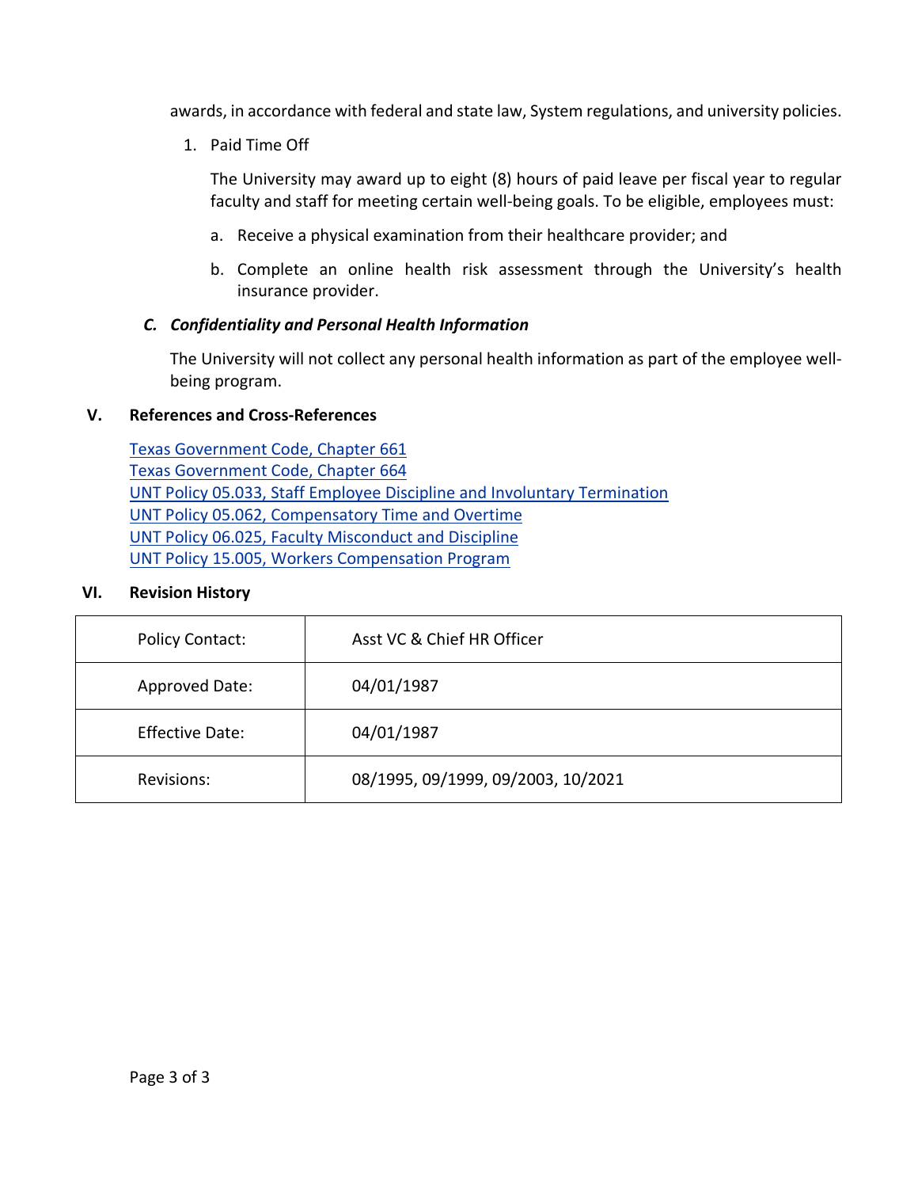awards, in accordance with federal and state law, System regulations, and university policies.

1. Paid Time Off

   The University may award up to eight (8) hours of paid leave per fiscal year to regular faculty and staff for meeting certain well-being goals. To be eligible, employees must:

   a. Receive a physical examination from their healthcare provider; and

   b. Complete an online health risk assessment through the University's health insurance provider.

### *C. Confidentiality and Personal Health Information*

The University will not collect any personal health information as part of the employee well-being program.

## V. References and Cross-References

Texas Government Code, Chapter 661
Texas Government Code, Chapter 664
UNT Policy 05.033, Staff Employee Discipline and Involuntary Termination
UNT Policy 05.062, Compensatory Time and Overtime
UNT Policy 06.025, Faculty Misconduct and Discipline
UNT Policy 15.005, Workers Compensation Program

## VI. Revision History

| | |
|---|---|
| Policy Contact: | Asst VC & Chief HR Officer |
| Approved Date: | 04/01/1987 |
| Effective Date: | 04/01/1987 |
| Revisions: | 08/1995, 09/1999, 09/2003, 10/2021 |